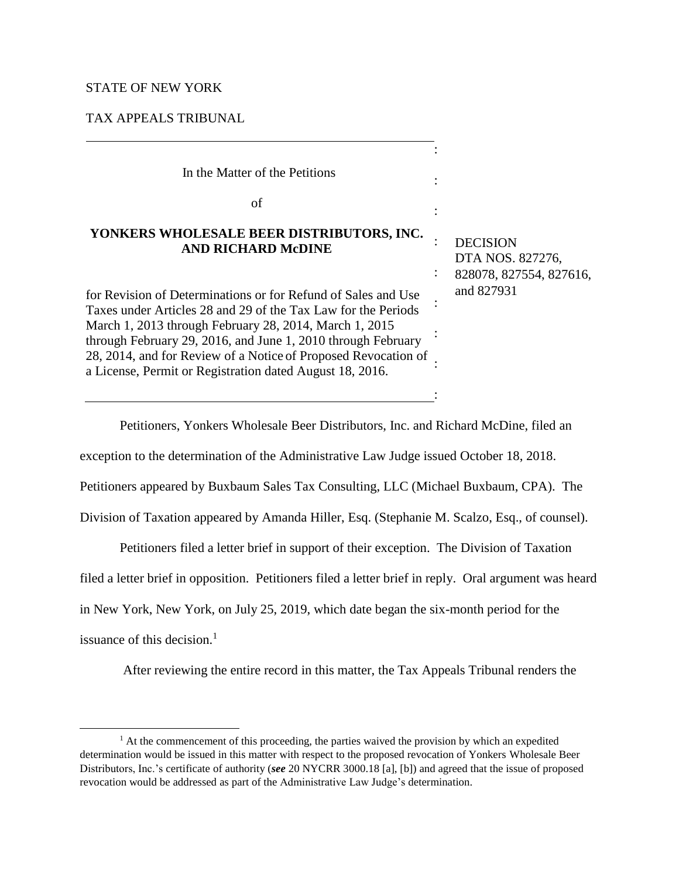STATE OF NEW YORK

TAX APPEALS TRIBUNAL

---

| | |
|---|---|
| In the Matter of the Petitions<br><br>of<br><br>**YONKERS WHOLESALE BEER DISTRIBUTORS, INC. AND RICHARD McDINE**<br><br>for Revision of Determinations or for Refund of Sales and Use Taxes under Articles 28 and 29 of the Tax Law for the Periods March 1, 2013 through February 28, 2014, March 1, 2015 through February 29, 2016, and June 1, 2010 through February 28, 2014, and for Review of a Notice of Proposed Revocation of a License, Permit or Registration dated August 18, 2016. | DECISION<br>DTA NOS. 827276, 828078, 827554, 827616, and 827931 |

---

Petitioners, Yonkers Wholesale Beer Distributors, Inc. and Richard McDine, filed an exception to the determination of the Administrative Law Judge issued October 18, 2018. Petitioners appeared by Buxbaum Sales Tax Consulting, LLC (Michael Buxbaum, CPA). The Division of Taxation appeared by Amanda Hiller, Esq. (Stephanie M. Scalzo, Esq., of counsel).

Petitioners filed a letter brief in support of their exception. The Division of Taxation filed a letter brief in opposition. Petitioners filed a letter brief in reply. Oral argument was heard in New York, New York, on July 25, 2019, which date began the six-month period for the issuance of this decision.[1]

After reviewing the entire record in this matter, the Tax Appeals Tribunal renders the

---

[1] At the commencement of this proceeding, the parties waived the provision by which an expedited determination would be issued in this matter with respect to the proposed revocation of Yonkers Wholesale Beer Distributors, Inc.'s certificate of authority (***see*** 20 NYCRR 3000.18 [a], [b]) and agreed that the issue of proposed revocation would be addressed as part of the Administrative Law Judge's determination.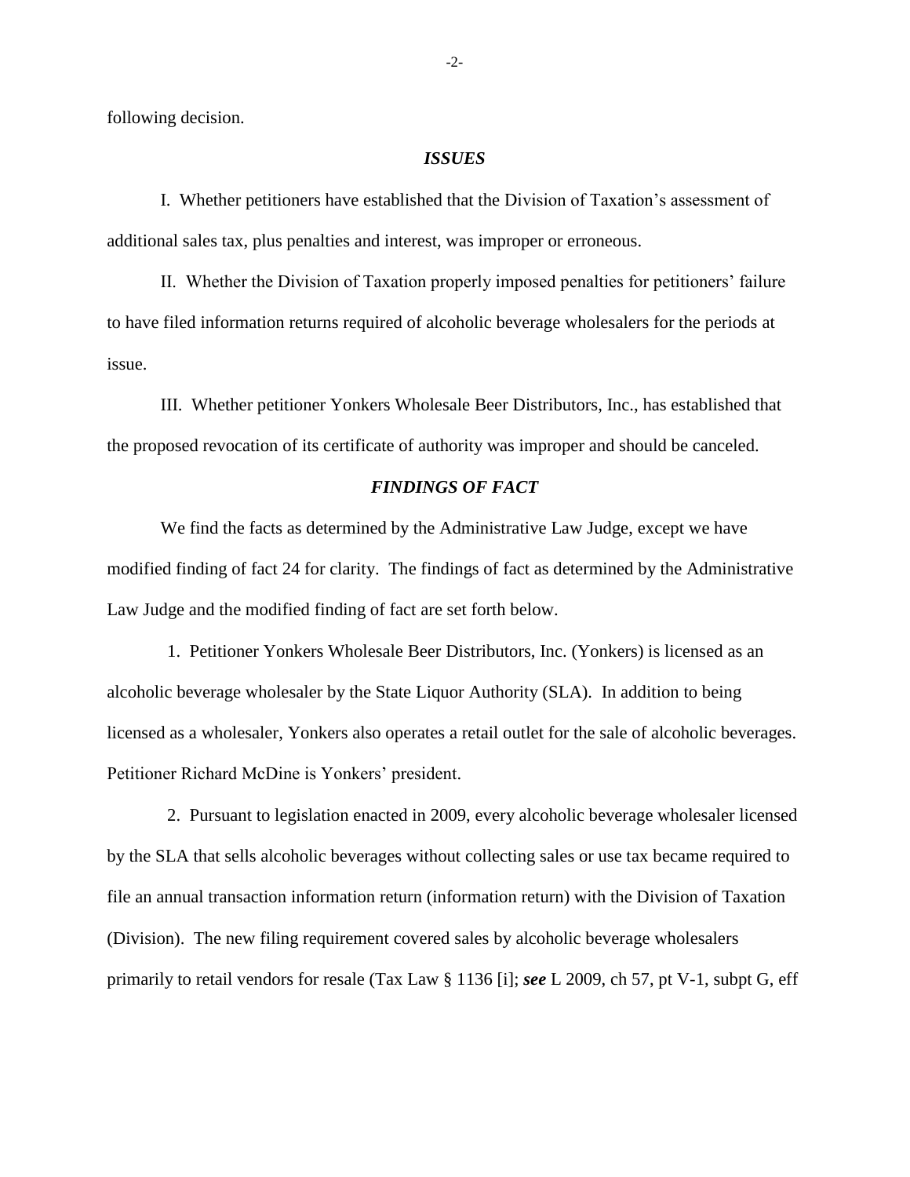following decision.

## *ISSUES*

I. Whether petitioners have established that the Division of Taxation's assessment of additional sales tax, plus penalties and interest, was improper or erroneous.

II. Whether the Division of Taxation properly imposed penalties for petitioners' failure to have filed information returns required of alcoholic beverage wholesalers for the periods at issue.

III. Whether petitioner Yonkers Wholesale Beer Distributors, Inc., has established that the proposed revocation of its certificate of authority was improper and should be canceled.

## *FINDINGS OF FACT*

We find the facts as determined by the Administrative Law Judge, except we have modified finding of fact 24 for clarity. The findings of fact as determined by the Administrative Law Judge and the modified finding of fact are set forth below.

1. Petitioner Yonkers Wholesale Beer Distributors, Inc. (Yonkers) is licensed as an alcoholic beverage wholesaler by the State Liquor Authority (SLA). In addition to being licensed as a wholesaler, Yonkers also operates a retail outlet for the sale of alcoholic beverages. Petitioner Richard McDine is Yonkers' president.

2. Pursuant to legislation enacted in 2009, every alcoholic beverage wholesaler licensed by the SLA that sells alcoholic beverages without collecting sales or use tax became required to file an annual transaction information return (information return) with the Division of Taxation (Division). The new filing requirement covered sales by alcoholic beverage wholesalers primarily to retail vendors for resale (Tax Law § 1136 [i]; ***see*** L 2009, ch 57, pt V-1, subpt G, eff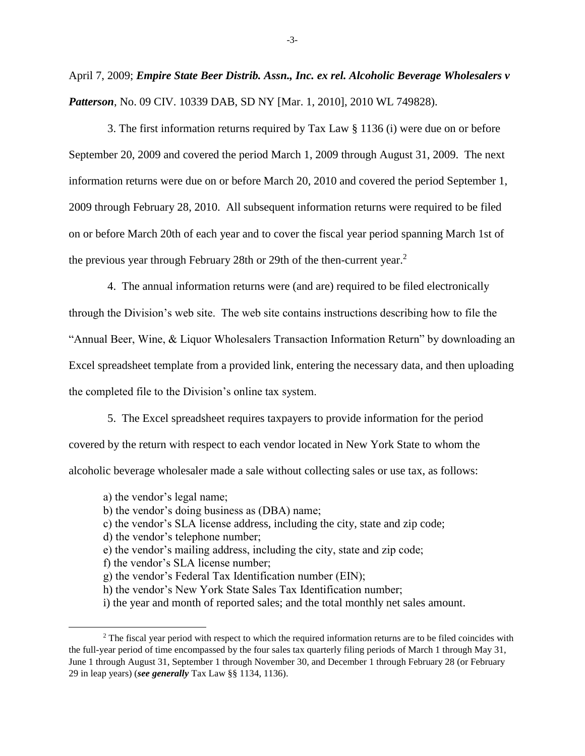April 7, 2009; ***Empire State Beer Distrib. Assn., Inc. ex rel. Alcoholic Beverage Wholesalers v Patterson***, No. 09 CIV. 10339 DAB, SD NY [Mar. 1, 2010], 2010 WL 749828).

3. The first information returns required by Tax Law § 1136 (i) were due on or before September 20, 2009 and covered the period March 1, 2009 through August 31, 2009. The next information returns were due on or before March 20, 2010 and covered the period September 1, 2009 through February 28, 2010. All subsequent information returns were required to be filed on or before March 20th of each year and to cover the fiscal year period spanning March 1st of the previous year through February 28th or 29th of the then-current year.[2]

4. The annual information returns were (and are) required to be filed electronically through the Division's web site. The web site contains instructions describing how to file the "Annual Beer, Wine, & Liquor Wholesalers Transaction Information Return" by downloading an Excel spreadsheet template from a provided link, entering the necessary data, and then uploading the completed file to the Division's online tax system.

5. The Excel spreadsheet requires taxpayers to provide information for the period covered by the return with respect to each vendor located in New York State to whom the alcoholic beverage wholesaler made a sale without collecting sales or use tax, as follows:

a) the vendor's legal name;
b) the vendor's doing business as (DBA) name;
c) the vendor's SLA license address, including the city, state and zip code;
d) the vendor's telephone number;
e) the vendor's mailing address, including the city, state and zip code;
f) the vendor's SLA license number;
g) the vendor's Federal Tax Identification number (EIN);
h) the vendor's New York State Sales Tax Identification number;
i) the year and month of reported sales; and the total monthly net sales amount.

[2] The fiscal year period with respect to which the required information returns are to be filed coincides with the full-year period of time encompassed by the four sales tax quarterly filing periods of March 1 through May 31, June 1 through August 31, September 1 through November 30, and December 1 through February 28 (or February 29 in leap years) (***see generally*** Tax Law §§ 1134, 1136).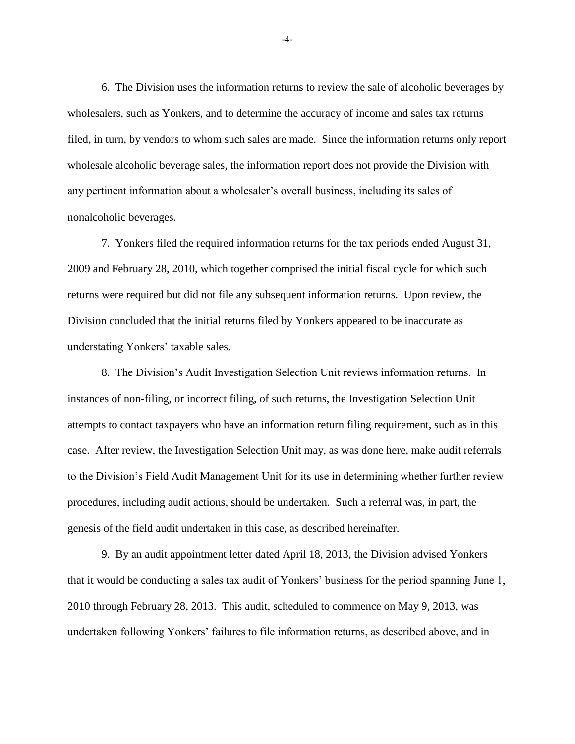6. The Division uses the information returns to review the sale of alcoholic beverages by wholesalers, such as Yonkers, and to determine the accuracy of income and sales tax returns filed, in turn, by vendors to whom such sales are made. Since the information returns only report wholesale alcoholic beverage sales, the information report does not provide the Division with any pertinent information about a wholesaler's overall business, including its sales of nonalcoholic beverages.

7. Yonkers filed the required information returns for the tax periods ended August 31, 2009 and February 28, 2010, which together comprised the initial fiscal cycle for which such returns were required but did not file any subsequent information returns. Upon review, the Division concluded that the initial returns filed by Yonkers appeared to be inaccurate as understating Yonkers' taxable sales.

8. The Division's Audit Investigation Selection Unit reviews information returns. In instances of non-filing, or incorrect filing, of such returns, the Investigation Selection Unit attempts to contact taxpayers who have an information return filing requirement, such as in this case. After review, the Investigation Selection Unit may, as was done here, make audit referrals to the Division's Field Audit Management Unit for its use in determining whether further review procedures, including audit actions, should be undertaken. Such a referral was, in part, the genesis of the field audit undertaken in this case, as described hereinafter.

9. By an audit appointment letter dated April 18, 2013, the Division advised Yonkers that it would be conducting a sales tax audit of Yonkers' business for the period spanning June 1, 2010 through February 28, 2013. This audit, scheduled to commence on May 9, 2013, was undertaken following Yonkers' failures to file information returns, as described above, and in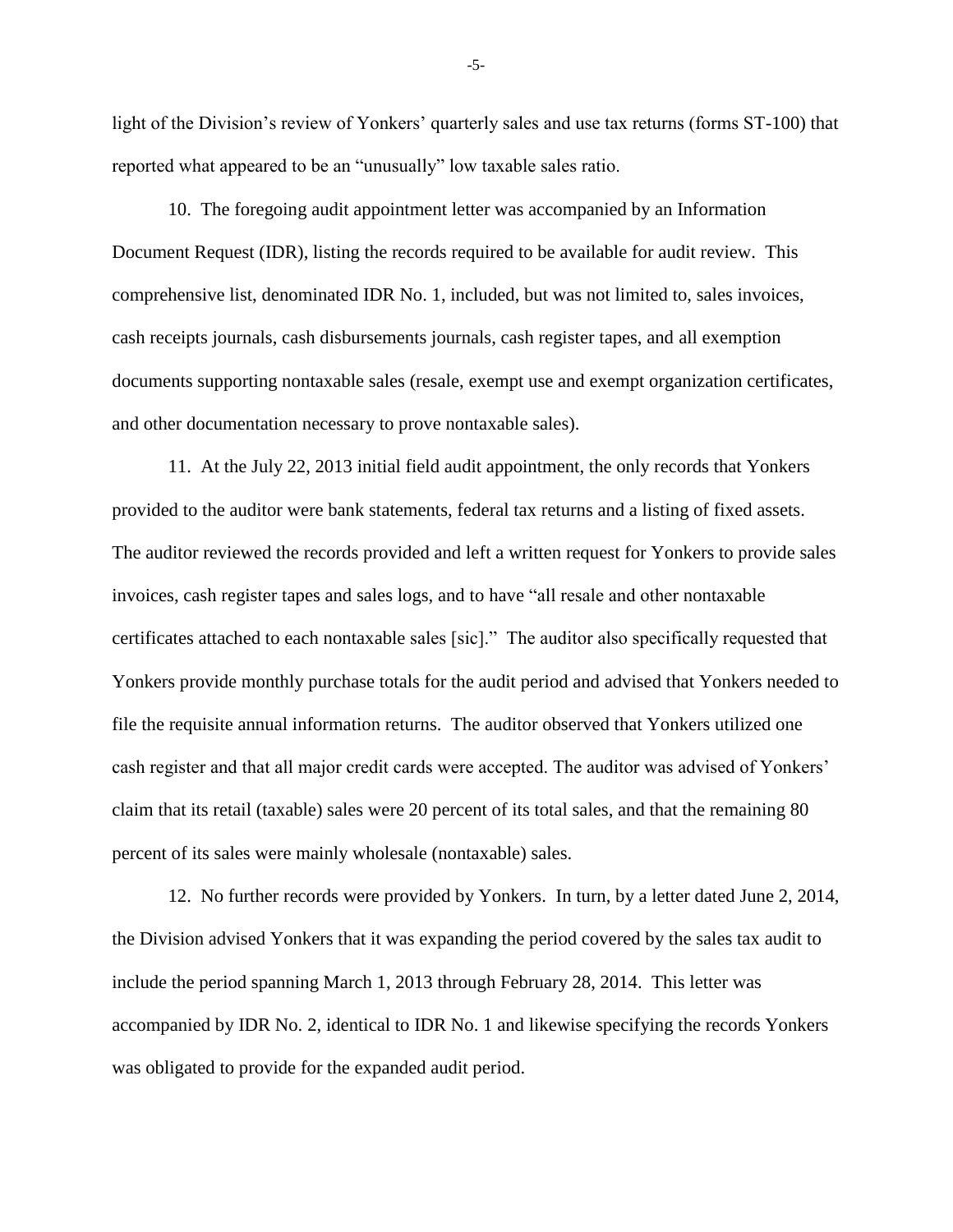light of the Division's review of Yonkers' quarterly sales and use tax returns (forms ST-100) that reported what appeared to be an "unusually" low taxable sales ratio.

10. The foregoing audit appointment letter was accompanied by an Information Document Request (IDR), listing the records required to be available for audit review. This comprehensive list, denominated IDR No. 1, included, but was not limited to, sales invoices, cash receipts journals, cash disbursements journals, cash register tapes, and all exemption documents supporting nontaxable sales (resale, exempt use and exempt organization certificates, and other documentation necessary to prove nontaxable sales).

11. At the July 22, 2013 initial field audit appointment, the only records that Yonkers provided to the auditor were bank statements, federal tax returns and a listing of fixed assets. The auditor reviewed the records provided and left a written request for Yonkers to provide sales invoices, cash register tapes and sales logs, and to have "all resale and other nontaxable certificates attached to each nontaxable sales [sic]." The auditor also specifically requested that Yonkers provide monthly purchase totals for the audit period and advised that Yonkers needed to file the requisite annual information returns. The auditor observed that Yonkers utilized one cash register and that all major credit cards were accepted. The auditor was advised of Yonkers' claim that its retail (taxable) sales were 20 percent of its total sales, and that the remaining 80 percent of its sales were mainly wholesale (nontaxable) sales.

12. No further records were provided by Yonkers. In turn, by a letter dated June 2, 2014, the Division advised Yonkers that it was expanding the period covered by the sales tax audit to include the period spanning March 1, 2013 through February 28, 2014. This letter was accompanied by IDR No. 2, identical to IDR No. 1 and likewise specifying the records Yonkers was obligated to provide for the expanded audit period.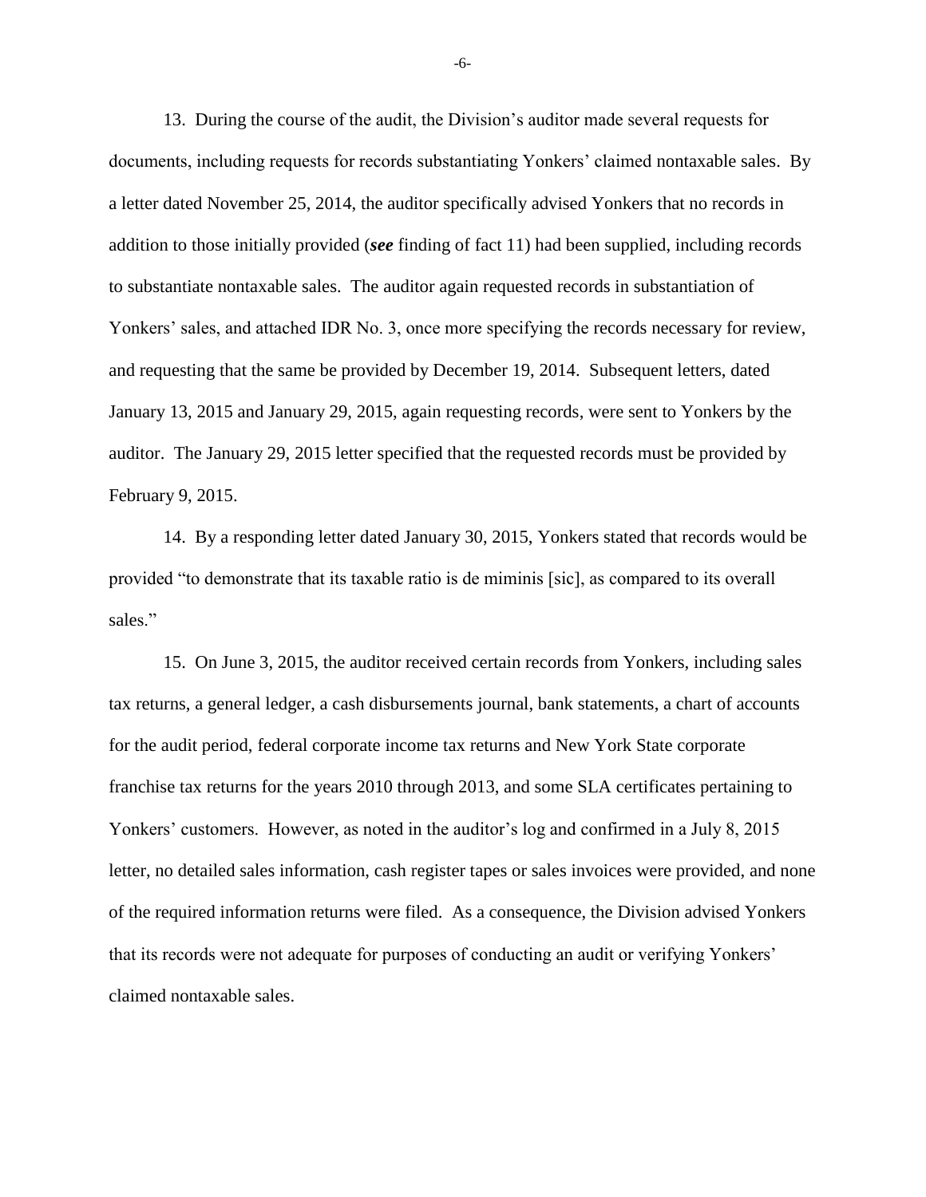13. During the course of the audit, the Division's auditor made several requests for documents, including requests for records substantiating Yonkers' claimed nontaxable sales. By a letter dated November 25, 2014, the auditor specifically advised Yonkers that no records in addition to those initially provided (***see*** finding of fact 11) had been supplied, including records to substantiate nontaxable sales. The auditor again requested records in substantiation of Yonkers' sales, and attached IDR No. 3, once more specifying the records necessary for review, and requesting that the same be provided by December 19, 2014. Subsequent letters, dated January 13, 2015 and January 29, 2015, again requesting records, were sent to Yonkers by the auditor. The January 29, 2015 letter specified that the requested records must be provided by February 9, 2015.

14. By a responding letter dated January 30, 2015, Yonkers stated that records would be provided "to demonstrate that its taxable ratio is de miminis [sic], as compared to its overall sales."

15. On June 3, 2015, the auditor received certain records from Yonkers, including sales tax returns, a general ledger, a cash disbursements journal, bank statements, a chart of accounts for the audit period, federal corporate income tax returns and New York State corporate franchise tax returns for the years 2010 through 2013, and some SLA certificates pertaining to Yonkers' customers. However, as noted in the auditor's log and confirmed in a July 8, 2015 letter, no detailed sales information, cash register tapes or sales invoices were provided, and none of the required information returns were filed. As a consequence, the Division advised Yonkers that its records were not adequate for purposes of conducting an audit or verifying Yonkers' claimed nontaxable sales.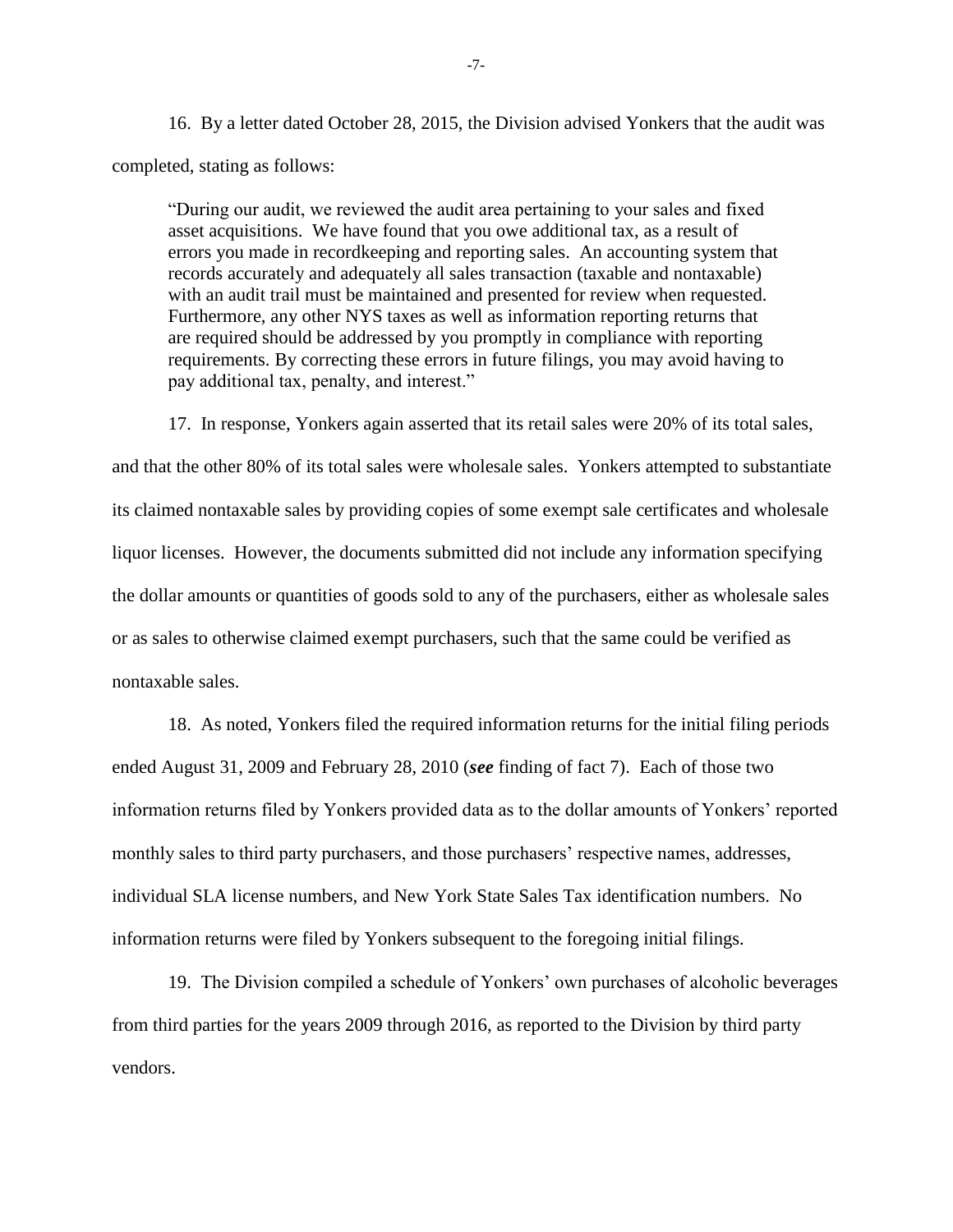16. By a letter dated October 28, 2015, the Division advised Yonkers that the audit was completed, stating as follows:

> "During our audit, we reviewed the audit area pertaining to your sales and fixed asset acquisitions. We have found that you owe additional tax, as a result of errors you made in recordkeeping and reporting sales. An accounting system that records accurately and adequately all sales transaction (taxable and nontaxable) with an audit trail must be maintained and presented for review when requested. Furthermore, any other NYS taxes as well as information reporting returns that are required should be addressed by you promptly in compliance with reporting requirements. By correcting these errors in future filings, you may avoid having to pay additional tax, penalty, and interest."

17. In response, Yonkers again asserted that its retail sales were 20% of its total sales, and that the other 80% of its total sales were wholesale sales. Yonkers attempted to substantiate its claimed nontaxable sales by providing copies of some exempt sale certificates and wholesale liquor licenses. However, the documents submitted did not include any information specifying the dollar amounts or quantities of goods sold to any of the purchasers, either as wholesale sales or as sales to otherwise claimed exempt purchasers, such that the same could be verified as nontaxable sales.

18. As noted, Yonkers filed the required information returns for the initial filing periods ended August 31, 2009 and February 28, 2010 (***see*** finding of fact 7). Each of those two information returns filed by Yonkers provided data as to the dollar amounts of Yonkers' reported monthly sales to third party purchasers, and those purchasers' respective names, addresses, individual SLA license numbers, and New York State Sales Tax identification numbers. No information returns were filed by Yonkers subsequent to the foregoing initial filings.

19. The Division compiled a schedule of Yonkers' own purchases of alcoholic beverages from third parties for the years 2009 through 2016, as reported to the Division by third party vendors.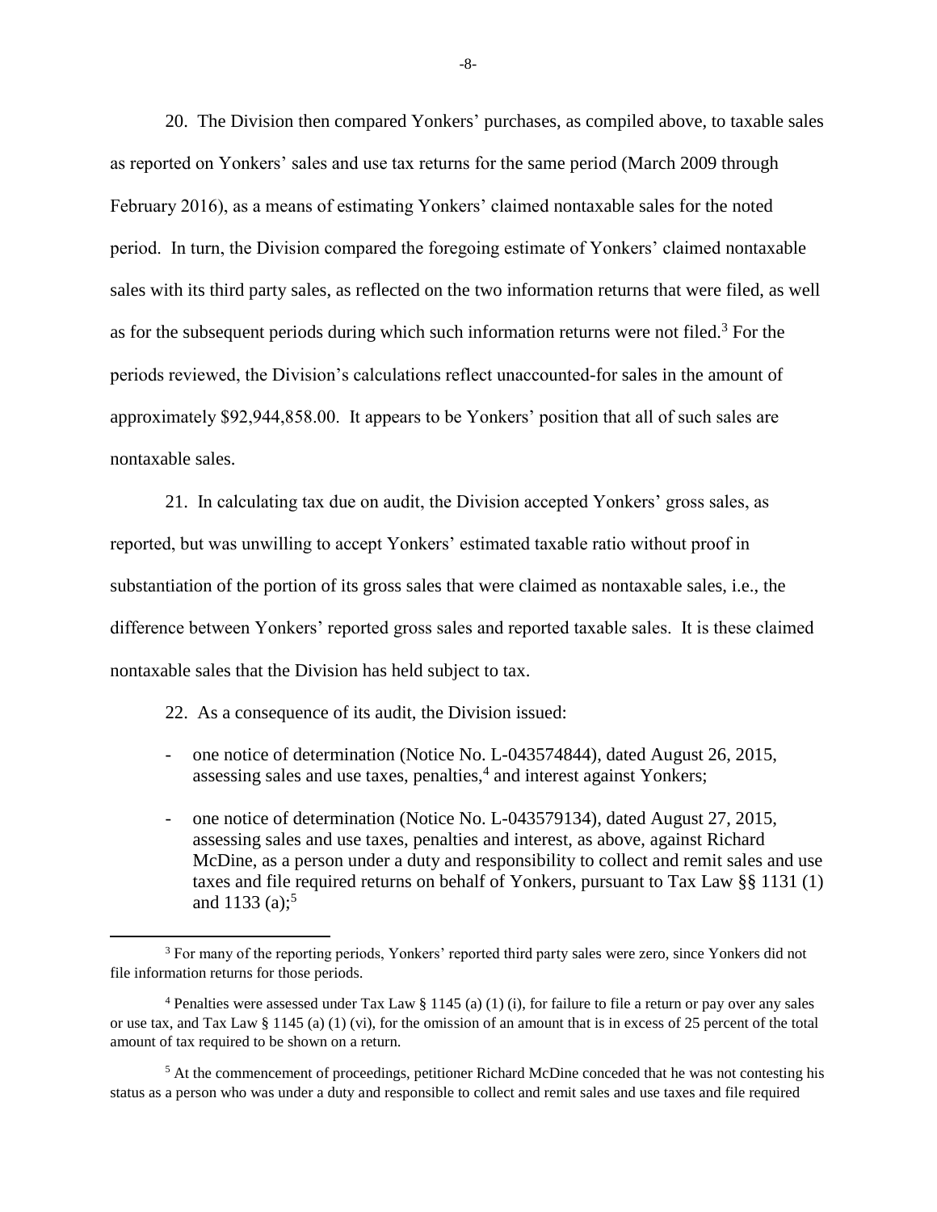20. The Division then compared Yonkers' purchases, as compiled above, to taxable sales as reported on Yonkers' sales and use tax returns for the same period (March 2009 through February 2016), as a means of estimating Yonkers' claimed nontaxable sales for the noted period. In turn, the Division compared the foregoing estimate of Yonkers' claimed nontaxable sales with its third party sales, as reflected on the two information returns that were filed, as well as for the subsequent periods during which such information returns were not filed.[3] For the periods reviewed, the Division's calculations reflect unaccounted-for sales in the amount of approximately $92,944,858.00. It appears to be Yonkers' position that all of such sales are nontaxable sales.

21. In calculating tax due on audit, the Division accepted Yonkers' gross sales, as reported, but was unwilling to accept Yonkers' estimated taxable ratio without proof in substantiation of the portion of its gross sales that were claimed as nontaxable sales, i.e., the difference between Yonkers' reported gross sales and reported taxable sales. It is these claimed nontaxable sales that the Division has held subject to tax.

22. As a consequence of its audit, the Division issued:

- one notice of determination (Notice No. L-043574844), dated August 26, 2015, assessing sales and use taxes, penalties,[4] and interest against Yonkers;
- one notice of determination (Notice No. L-043579134), dated August 27, 2015, assessing sales and use taxes, penalties and interest, as above, against Richard McDine, as a person under a duty and responsibility to collect and remit sales and use taxes and file required returns on behalf of Yonkers, pursuant to Tax Law §§ 1131 (1) and 1133 (a);[5]

---

[3] For many of the reporting periods, Yonkers' reported third party sales were zero, since Yonkers did not file information returns for those periods.

[4] Penalties were assessed under Tax Law § 1145 (a) (1) (i), for failure to file a return or pay over any sales or use tax, and Tax Law § 1145 (a) (1) (vi), for the omission of an amount that is in excess of 25 percent of the total amount of tax required to be shown on a return.

[5] At the commencement of proceedings, petitioner Richard McDine conceded that he was not contesting his status as a person who was under a duty and responsible to collect and remit sales and use taxes and file required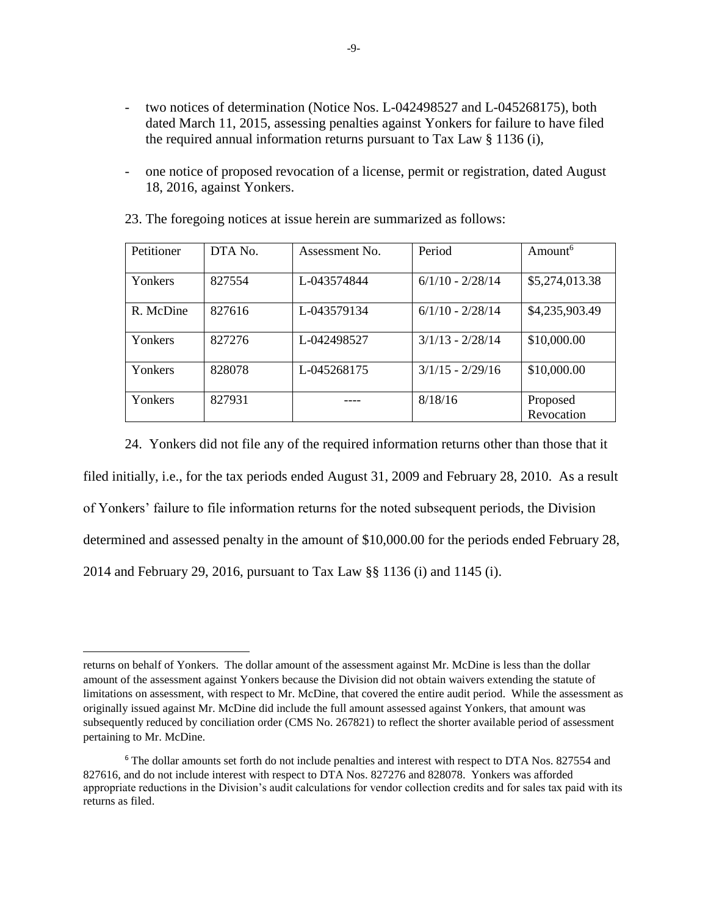- two notices of determination (Notice Nos. L-042498527 and L-045268175), both dated March 11, 2015, assessing penalties against Yonkers for failure to have filed the required annual information returns pursuant to Tax Law § 1136 (i),

- one notice of proposed revocation of a license, permit or registration, dated August 18, 2016, against Yonkers.

23. The foregoing notices at issue herein are summarized as follows:

| Petitioner | DTA No. | Assessment No. | Period | Amount[6] |
|---|---|---|---|---|
| Yonkers | 827554 | L-043574844 | 6/1/10 - 2/28/14 | $5,274,013.38 |
| R. McDine | 827616 | L-043579134 | 6/1/10 - 2/28/14 | $4,235,903.49 |
| Yonkers | 827276 | L-042498527 | 3/1/13 - 2/28/14 | $10,000.00 |
| Yonkers | 828078 | L-045268175 | 3/1/15 - 2/29/16 | $10,000.00 |
| Yonkers | 827931 | ---- | 8/18/16 | Proposed Revocation |

24. Yonkers did not file any of the required information returns other than those that it filed initially, i.e., for the tax periods ended August 31, 2009 and February 28, 2010. As a result of Yonkers' failure to file information returns for the noted subsequent periods, the Division determined and assessed penalty in the amount of $10,000.00 for the periods ended February 28, 2014 and February 29, 2016, pursuant to Tax Law §§ 1136 (i) and 1145 (i).

---

returns on behalf of Yonkers. The dollar amount of the assessment against Mr. McDine is less than the dollar amount of the assessment against Yonkers because the Division did not obtain waivers extending the statute of limitations on assessment, with respect to Mr. McDine, that covered the entire audit period. While the assessment as originally issued against Mr. McDine did include the full amount assessed against Yonkers, that amount was subsequently reduced by conciliation order (CMS No. 267821) to reflect the shorter available period of assessment pertaining to Mr. McDine.

[6] The dollar amounts set forth do not include penalties and interest with respect to DTA Nos. 827554 and 827616, and do not include interest with respect to DTA Nos. 827276 and 828078. Yonkers was afforded appropriate reductions in the Division's audit calculations for vendor collection credits and for sales tax paid with its returns as filed.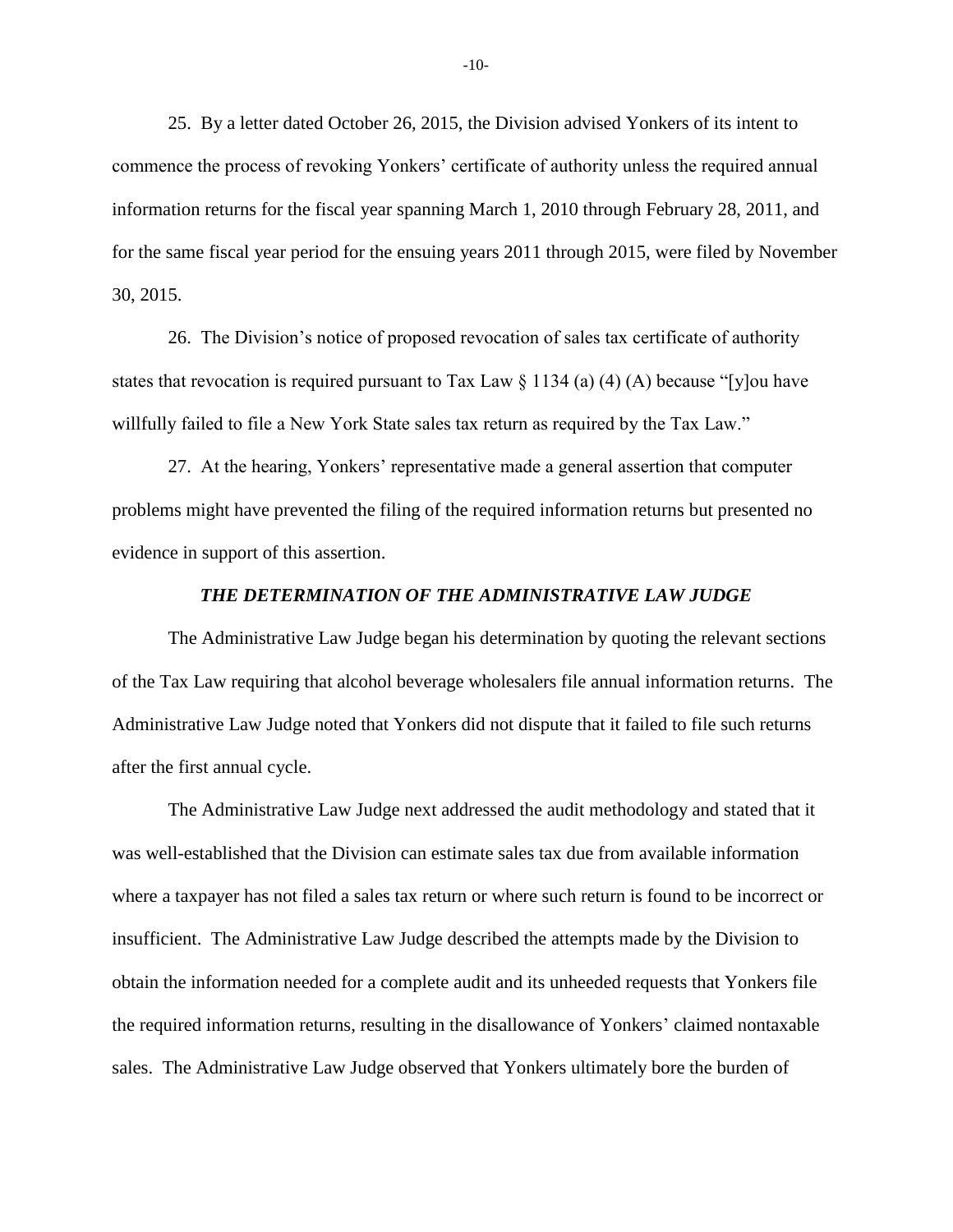25. By a letter dated October 26, 2015, the Division advised Yonkers of its intent to commence the process of revoking Yonkers' certificate of authority unless the required annual information returns for the fiscal year spanning March 1, 2010 through February 28, 2011, and for the same fiscal year period for the ensuing years 2011 through 2015, were filed by November 30, 2015.

26. The Division's notice of proposed revocation of sales tax certificate of authority states that revocation is required pursuant to Tax Law § 1134 (a) (4) (A) because "[y]ou have willfully failed to file a New York State sales tax return as required by the Tax Law."

27. At the hearing, Yonkers' representative made a general assertion that computer problems might have prevented the filing of the required information returns but presented no evidence in support of this assertion.

### ***THE DETERMINATION OF THE ADMINISTRATIVE LAW JUDGE***

The Administrative Law Judge began his determination by quoting the relevant sections of the Tax Law requiring that alcohol beverage wholesalers file annual information returns. The Administrative Law Judge noted that Yonkers did not dispute that it failed to file such returns after the first annual cycle.

The Administrative Law Judge next addressed the audit methodology and stated that it was well-established that the Division can estimate sales tax due from available information where a taxpayer has not filed a sales tax return or where such return is found to be incorrect or insufficient. The Administrative Law Judge described the attempts made by the Division to obtain the information needed for a complete audit and its unheeded requests that Yonkers file the required information returns, resulting in the disallowance of Yonkers' claimed nontaxable sales. The Administrative Law Judge observed that Yonkers ultimately bore the burden of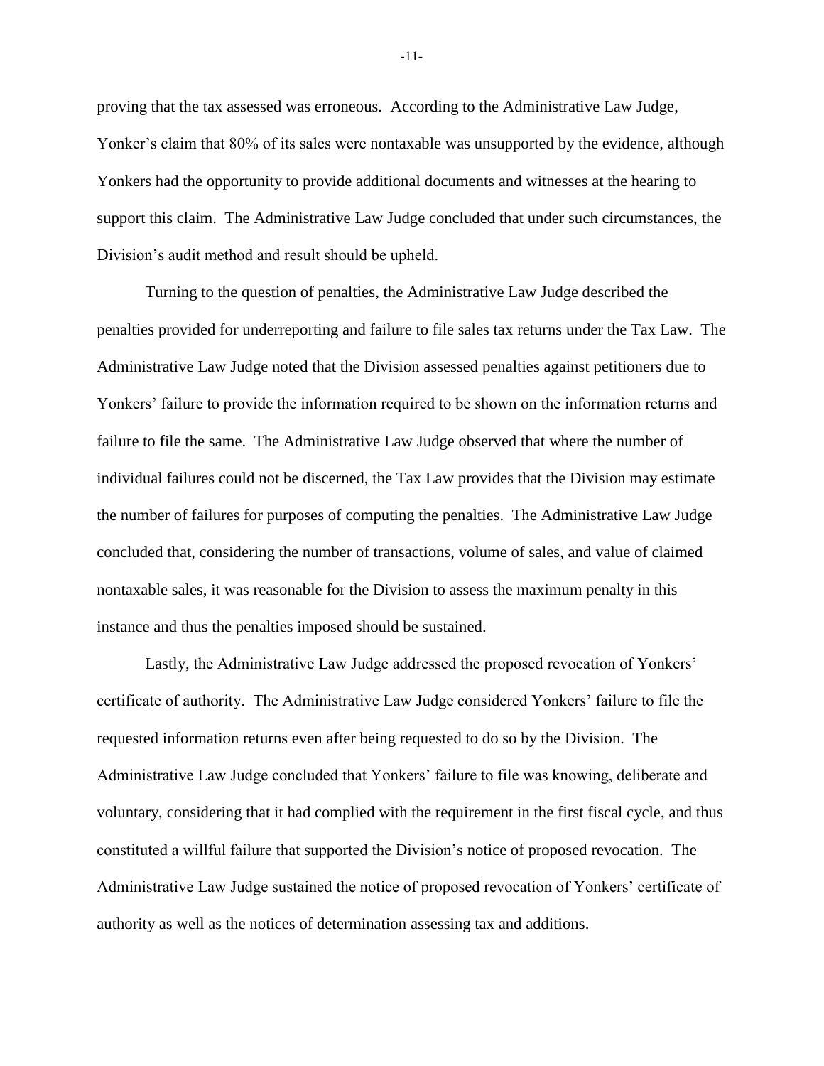proving that the tax assessed was erroneous. According to the Administrative Law Judge, Yonker's claim that 80% of its sales were nontaxable was unsupported by the evidence, although Yonkers had the opportunity to provide additional documents and witnesses at the hearing to support this claim. The Administrative Law Judge concluded that under such circumstances, the Division's audit method and result should be upheld.

Turning to the question of penalties, the Administrative Law Judge described the penalties provided for underreporting and failure to file sales tax returns under the Tax Law. The Administrative Law Judge noted that the Division assessed penalties against petitioners due to Yonkers' failure to provide the information required to be shown on the information returns and failure to file the same. The Administrative Law Judge observed that where the number of individual failures could not be discerned, the Tax Law provides that the Division may estimate the number of failures for purposes of computing the penalties. The Administrative Law Judge concluded that, considering the number of transactions, volume of sales, and value of claimed nontaxable sales, it was reasonable for the Division to assess the maximum penalty in this instance and thus the penalties imposed should be sustained.

Lastly, the Administrative Law Judge addressed the proposed revocation of Yonkers' certificate of authority. The Administrative Law Judge considered Yonkers' failure to file the requested information returns even after being requested to do so by the Division. The Administrative Law Judge concluded that Yonkers' failure to file was knowing, deliberate and voluntary, considering that it had complied with the requirement in the first fiscal cycle, and thus constituted a willful failure that supported the Division's notice of proposed revocation. The Administrative Law Judge sustained the notice of proposed revocation of Yonkers' certificate of authority as well as the notices of determination assessing tax and additions.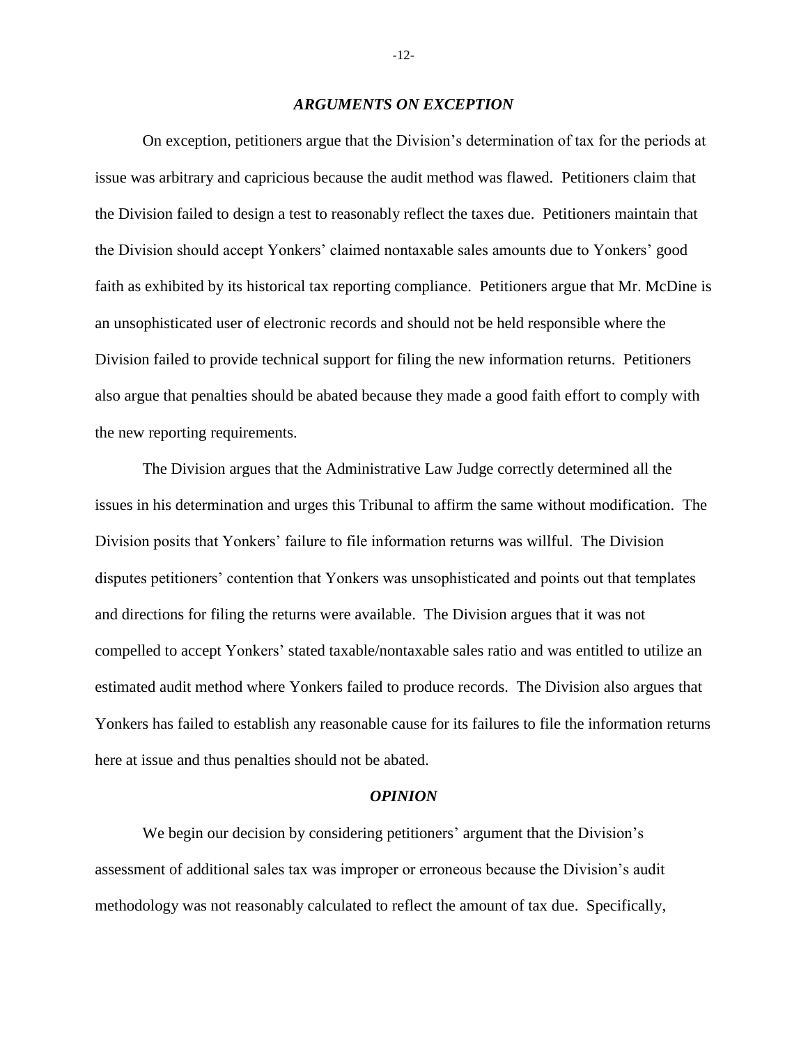### *ARGUMENTS ON EXCEPTION*

On exception, petitioners argue that the Division's determination of tax for the periods at issue was arbitrary and capricious because the audit method was flawed. Petitioners claim that the Division failed to design a test to reasonably reflect the taxes due. Petitioners maintain that the Division should accept Yonkers' claimed nontaxable sales amounts due to Yonkers' good faith as exhibited by its historical tax reporting compliance. Petitioners argue that Mr. McDine is an unsophisticated user of electronic records and should not be held responsible where the Division failed to provide technical support for filing the new information returns. Petitioners also argue that penalties should be abated because they made a good faith effort to comply with the new reporting requirements.

The Division argues that the Administrative Law Judge correctly determined all the issues in his determination and urges this Tribunal to affirm the same without modification. The Division posits that Yonkers' failure to file information returns was willful. The Division disputes petitioners' contention that Yonkers was unsophisticated and points out that templates and directions for filing the returns were available. The Division argues that it was not compelled to accept Yonkers' stated taxable/nontaxable sales ratio and was entitled to utilize an estimated audit method where Yonkers failed to produce records. The Division also argues that Yonkers has failed to establish any reasonable cause for its failures to file the information returns here at issue and thus penalties should not be abated.

### *OPINION*

We begin our decision by considering petitioners' argument that the Division's assessment of additional sales tax was improper or erroneous because the Division's audit methodology was not reasonably calculated to reflect the amount of tax due. Specifically,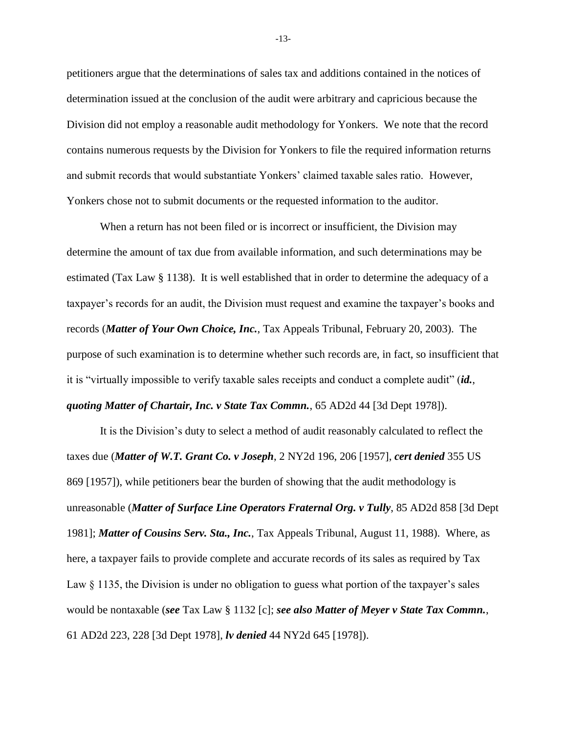petitioners argue that the determinations of sales tax and additions contained in the notices of determination issued at the conclusion of the audit were arbitrary and capricious because the Division did not employ a reasonable audit methodology for Yonkers. We note that the record contains numerous requests by the Division for Yonkers to file the required information returns and submit records that would substantiate Yonkers' claimed taxable sales ratio. However, Yonkers chose not to submit documents or the requested information to the auditor.

When a return has not been filed or is incorrect or insufficient, the Division may determine the amount of tax due from available information, and such determinations may be estimated (Tax Law § 1138). It is well established that in order to determine the adequacy of a taxpayer's records for an audit, the Division must request and examine the taxpayer's books and records (***Matter of Your Own Choice, Inc.***, Tax Appeals Tribunal, February 20, 2003). The purpose of such examination is to determine whether such records are, in fact, so insufficient that it is "virtually impossible to verify taxable sales receipts and conduct a complete audit" (***id.***, ***quoting Matter of Chartair, Inc. v State Tax Commn.***, 65 AD2d 44 [3d Dept 1978]).

It is the Division's duty to select a method of audit reasonably calculated to reflect the taxes due (***Matter of W.T. Grant Co. v Joseph***, 2 NY2d 196, 206 [1957], ***cert denied*** 355 US 869 [1957]), while petitioners bear the burden of showing that the audit methodology is unreasonable (***Matter of Surface Line Operators Fraternal Org. v Tully***, 85 AD2d 858 [3d Dept 1981]; ***Matter of Cousins Serv. Sta., Inc.***, Tax Appeals Tribunal, August 11, 1988). Where, as here, a taxpayer fails to provide complete and accurate records of its sales as required by Tax Law § 1135, the Division is under no obligation to guess what portion of the taxpayer's sales would be nontaxable (***see*** Tax Law § 1132 [c]; ***see also Matter of Meyer v State Tax Commn.***, 61 AD2d 223, 228 [3d Dept 1978], ***lv denied*** 44 NY2d 645 [1978]).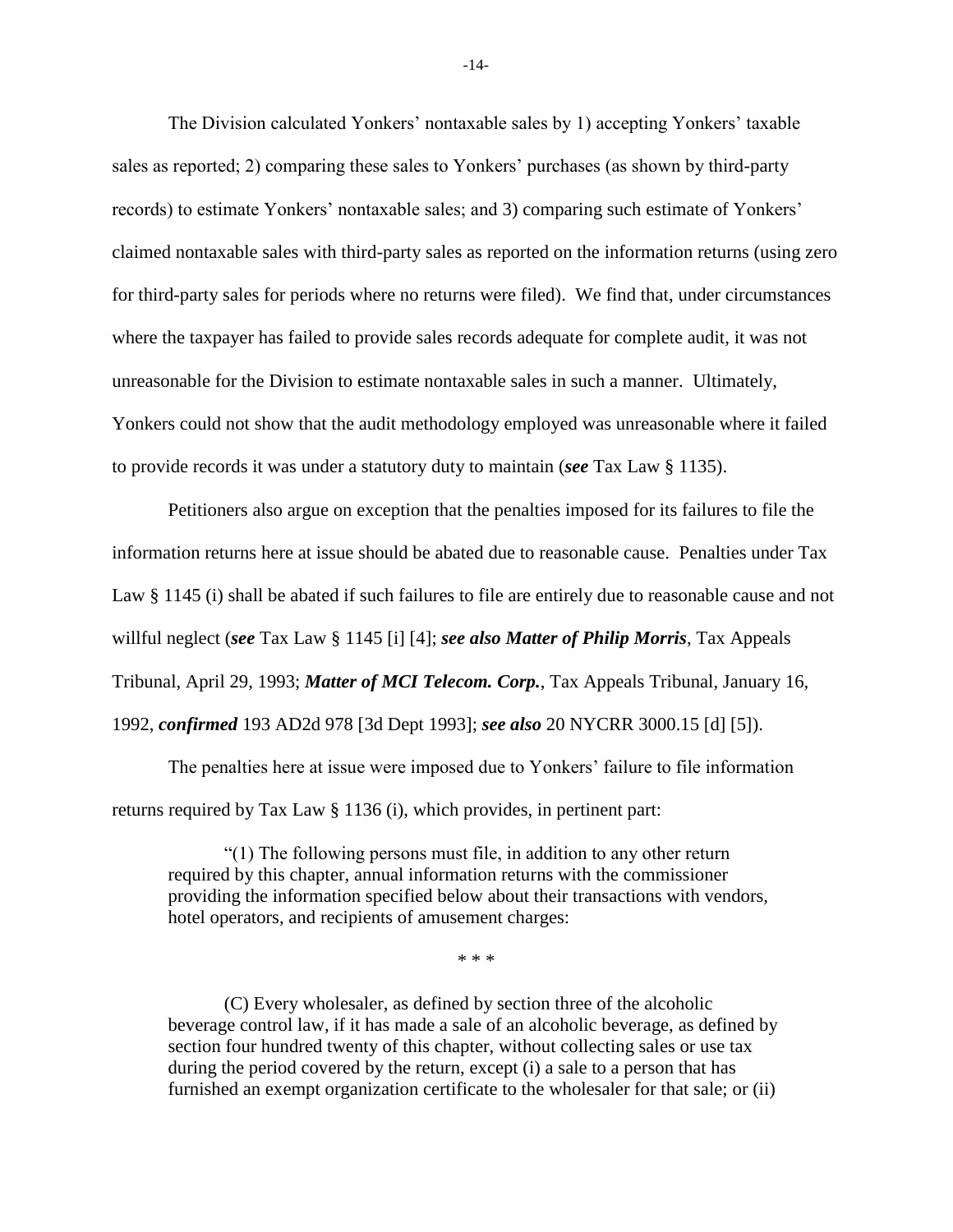The Division calculated Yonkers' nontaxable sales by 1) accepting Yonkers' taxable sales as reported; 2) comparing these sales to Yonkers' purchases (as shown by third-party records) to estimate Yonkers' nontaxable sales; and 3) comparing such estimate of Yonkers' claimed nontaxable sales with third-party sales as reported on the information returns (using zero for third-party sales for periods where no returns were filed). We find that, under circumstances where the taxpayer has failed to provide sales records adequate for complete audit, it was not unreasonable for the Division to estimate nontaxable sales in such a manner. Ultimately, Yonkers could not show that the audit methodology employed was unreasonable where it failed to provide records it was under a statutory duty to maintain (***see*** Tax Law § 1135).

Petitioners also argue on exception that the penalties imposed for its failures to file the information returns here at issue should be abated due to reasonable cause. Penalties under Tax Law § 1145 (i) shall be abated if such failures to file are entirely due to reasonable cause and not willful neglect (***see*** Tax Law § 1145 [i] [4]; ***see also Matter of Philip Morris***, Tax Appeals Tribunal, April 29, 1993; ***Matter of MCI Telecom. Corp.***, Tax Appeals Tribunal, January 16, 1992, ***confirmed*** 193 AD2d 978 [3d Dept 1993]; ***see also*** 20 NYCRR 3000.15 [d] [5]).

The penalties here at issue were imposed due to Yonkers' failure to file information returns required by Tax Law § 1136 (i), which provides, in pertinent part:

> "(1) The following persons must file, in addition to any other return required by this chapter, annual information returns with the commissioner providing the information specified below about their transactions with vendors, hotel operators, and recipients of amusement charges:
>
> \* \* \*
>
> (C) Every wholesaler, as defined by section three of the alcoholic beverage control law, if it has made a sale of an alcoholic beverage, as defined by section four hundred twenty of this chapter, without collecting sales or use tax during the period covered by the return, except (i) a sale to a person that has furnished an exempt organization certificate to the wholesaler for that sale; or (ii)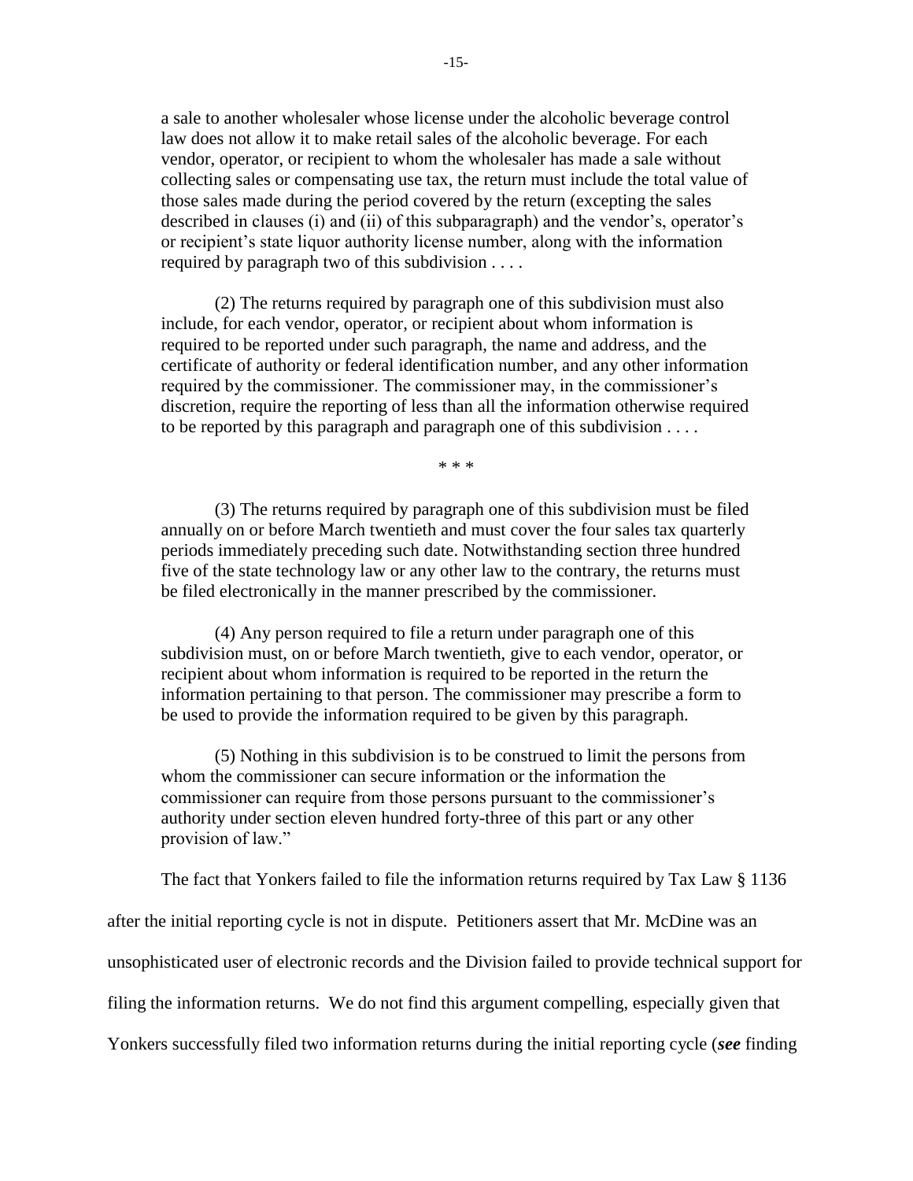> a sale to another wholesaler whose license under the alcoholic beverage control law does not allow it to make retail sales of the alcoholic beverage. For each vendor, operator, or recipient to whom the wholesaler has made a sale without collecting sales or compensating use tax, the return must include the total value of those sales made during the period covered by the return (excepting the sales described in clauses (i) and (ii) of this subparagraph) and the vendor's, operator's or recipient's state liquor authority license number, along with the information required by paragraph two of this subdivision . . . .
>
> (2) The returns required by paragraph one of this subdivision must also include, for each vendor, operator, or recipient about whom information is required to be reported under such paragraph, the name and address, and the certificate of authority or federal identification number, and any other information required by the commissioner. The commissioner may, in the commissioner's discretion, require the reporting of less than all the information otherwise required to be reported by this paragraph and paragraph one of this subdivision . . . .
>
> \* \* \*
>
> (3) The returns required by paragraph one of this subdivision must be filed annually on or before March twentieth and must cover the four sales tax quarterly periods immediately preceding such date. Notwithstanding section three hundred five of the state technology law or any other law to the contrary, the returns must be filed electronically in the manner prescribed by the commissioner.
>
> (4) Any person required to file a return under paragraph one of this subdivision must, on or before March twentieth, give to each vendor, operator, or recipient about whom information is required to be reported in the return the information pertaining to that person. The commissioner may prescribe a form to be used to provide the information required to be given by this paragraph.
>
> (5) Nothing in this subdivision is to be construed to limit the persons from whom the commissioner can secure information or the information the commissioner can require from those persons pursuant to the commissioner's authority under section eleven hundred forty-three of this part or any other provision of law."

The fact that Yonkers failed to file the information returns required by Tax Law § 1136 after the initial reporting cycle is not in dispute. Petitioners assert that Mr. McDine was an unsophisticated user of electronic records and the Division failed to provide technical support for filing the information returns. We do not find this argument compelling, especially given that Yonkers successfully filed two information returns during the initial reporting cycle (***see*** finding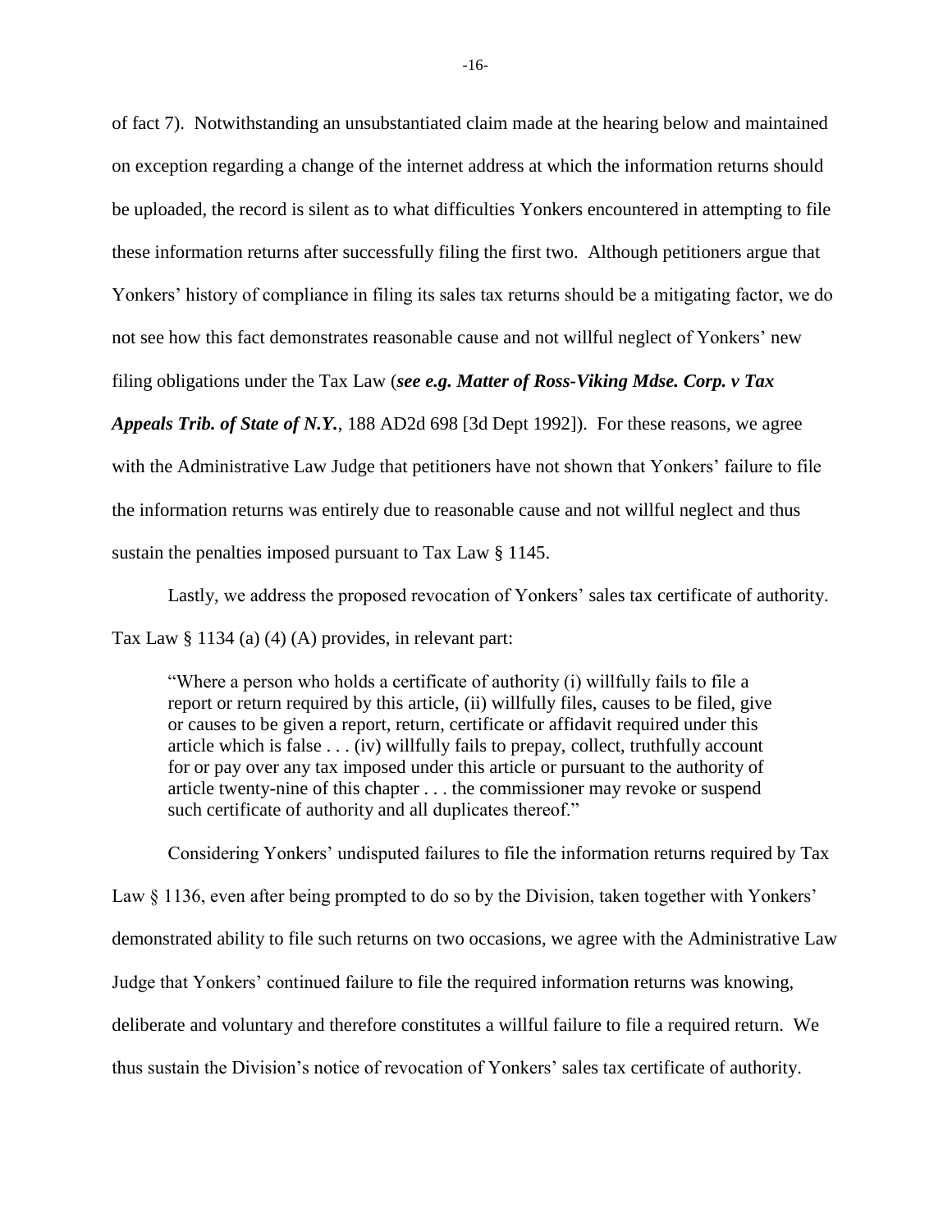of fact 7). Notwithstanding an unsubstantiated claim made at the hearing below and maintained on exception regarding a change of the internet address at which the information returns should be uploaded, the record is silent as to what difficulties Yonkers encountered in attempting to file these information returns after successfully filing the first two. Although petitioners argue that Yonkers' history of compliance in filing its sales tax returns should be a mitigating factor, we do not see how this fact demonstrates reasonable cause and not willful neglect of Yonkers' new filing obligations under the Tax Law (***see e.g. Matter of Ross-Viking Mdse. Corp. v Tax Appeals Trib. of State of N.Y.***, 188 AD2d 698 [3d Dept 1992]). For these reasons, we agree with the Administrative Law Judge that petitioners have not shown that Yonkers' failure to file the information returns was entirely due to reasonable cause and not willful neglect and thus sustain the penalties imposed pursuant to Tax Law § 1145.

Lastly, we address the proposed revocation of Yonkers' sales tax certificate of authority. Tax Law § 1134 (a) (4) (A) provides, in relevant part:

> "Where a person who holds a certificate of authority (i) willfully fails to file a report or return required by this article, (ii) willfully files, causes to be filed, give or causes to be given a report, return, certificate or affidavit required under this article which is false . . . (iv) willfully fails to prepay, collect, truthfully account for or pay over any tax imposed under this article or pursuant to the authority of article twenty-nine of this chapter . . . the commissioner may revoke or suspend such certificate of authority and all duplicates thereof."

Considering Yonkers' undisputed failures to file the information returns required by Tax Law § 1136, even after being prompted to do so by the Division, taken together with Yonkers' demonstrated ability to file such returns on two occasions, we agree with the Administrative Law Judge that Yonkers' continued failure to file the required information returns was knowing, deliberate and voluntary and therefore constitutes a willful failure to file a required return. We thus sustain the Division's notice of revocation of Yonkers' sales tax certificate of authority.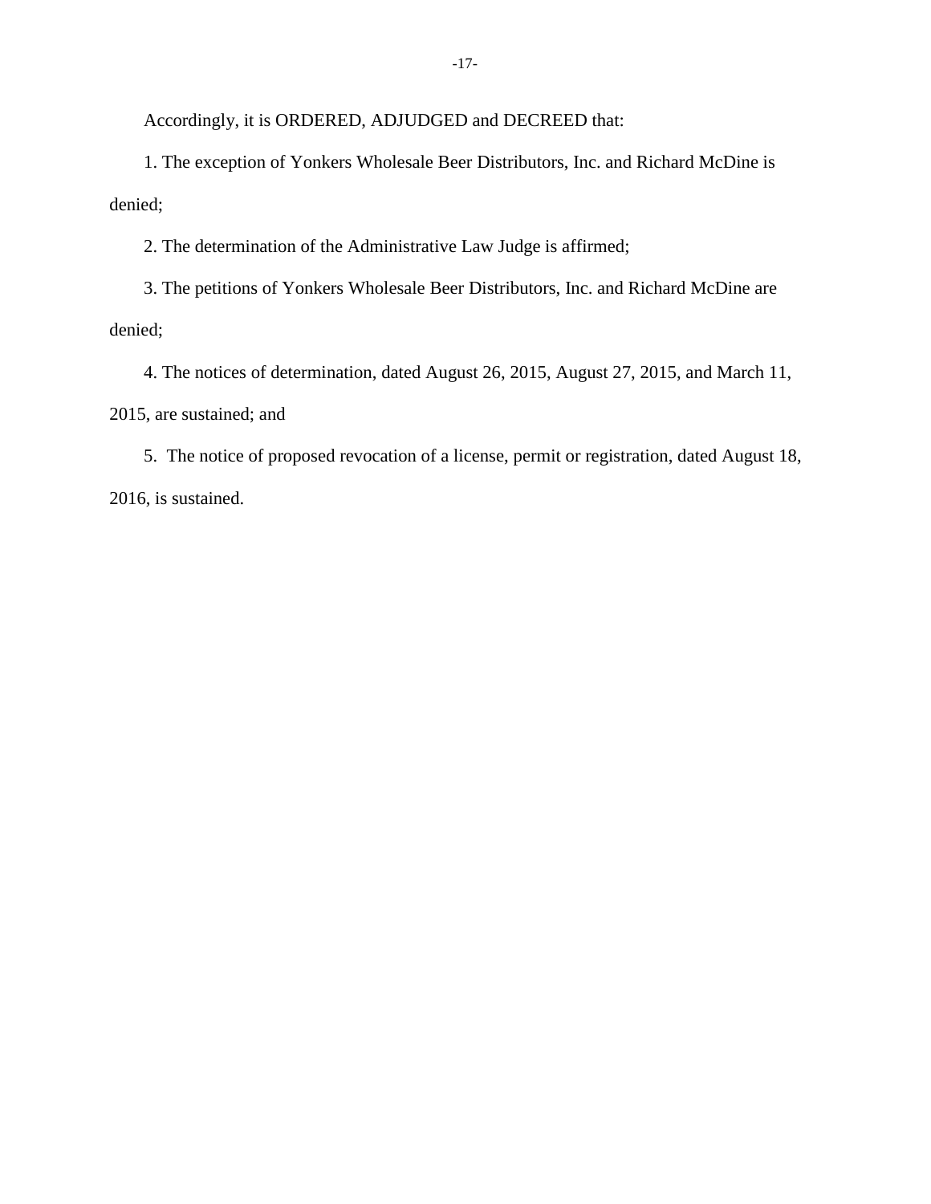Accordingly, it is ORDERED, ADJUDGED and DECREED that:

1. The exception of Yonkers Wholesale Beer Distributors, Inc. and Richard McDine is denied;

2. The determination of the Administrative Law Judge is affirmed;

3. The petitions of Yonkers Wholesale Beer Distributors, Inc. and Richard McDine are denied;

4. The notices of determination, dated August 26, 2015, August 27, 2015, and March 11, 2015, are sustained; and

5. The notice of proposed revocation of a license, permit or registration, dated August 18, 2016, is sustained.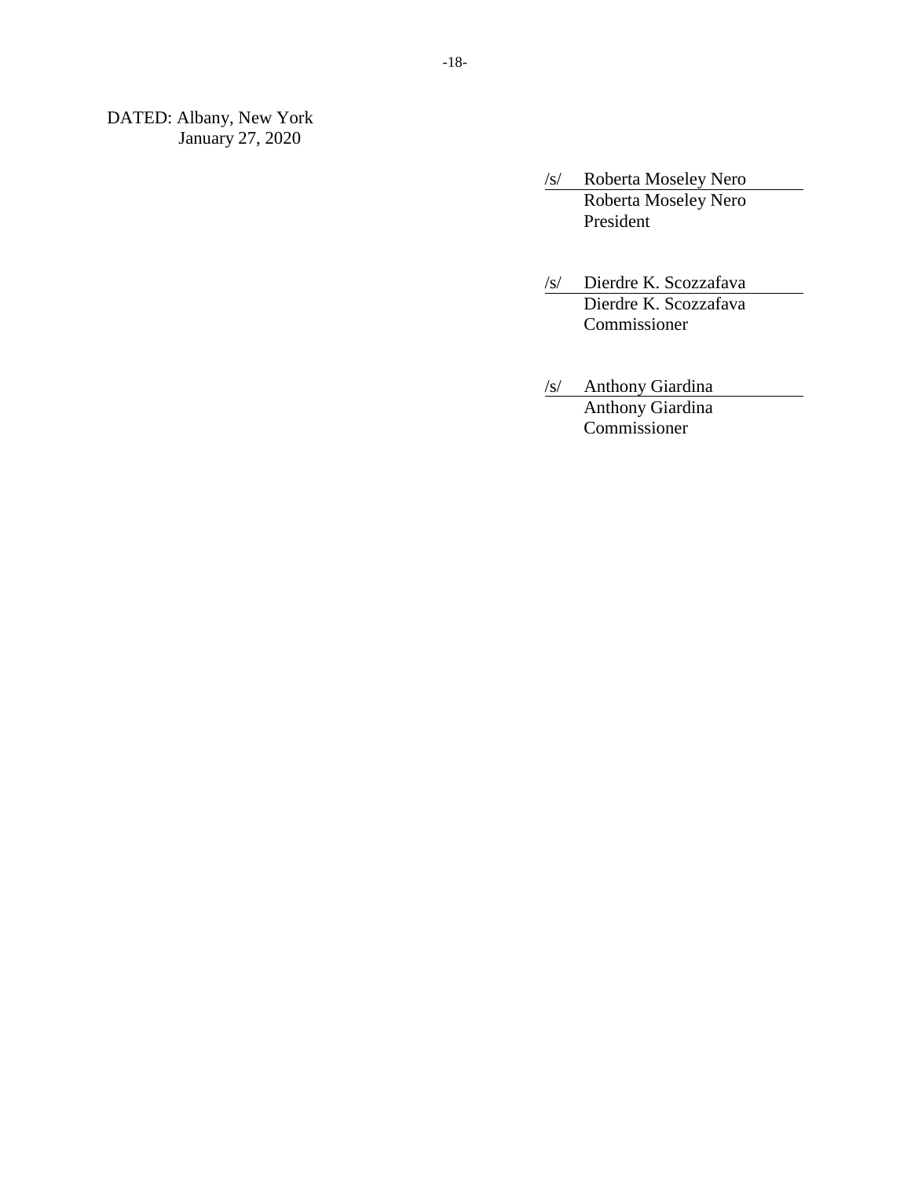DATED: Albany, New York
January 27, 2020

/s/ Roberta Moseley Nero
Roberta Moseley Nero
President

/s/ Dierdre K. Scozzafava
Dierdre K. Scozzafava
Commissioner

/s/ Anthony Giardina
Anthony Giardina
Commissioner